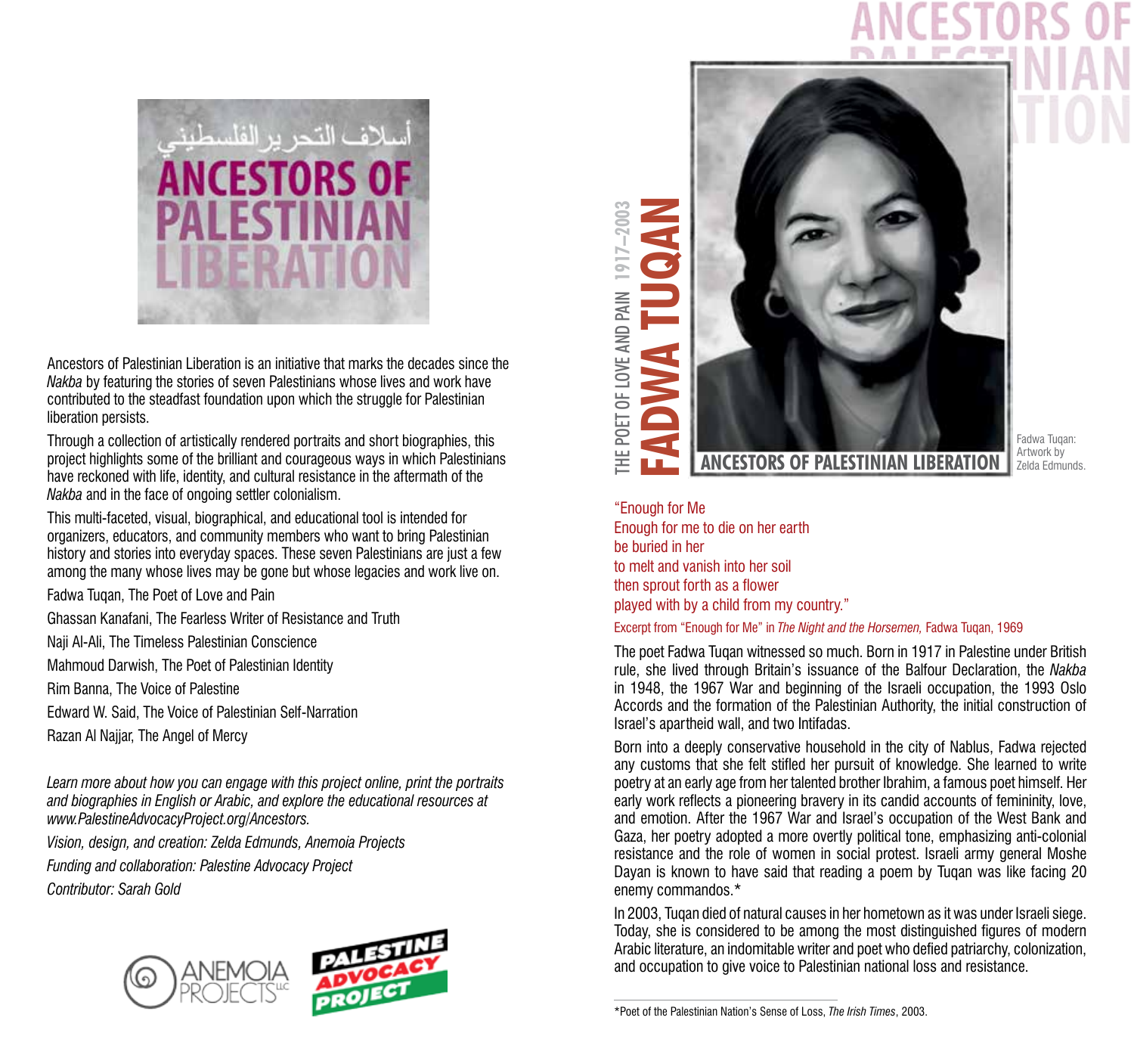أسلاف التحرير الفلسطيني

# ANCESTORS OF PALESTINIAN LIBERATION

Ancestors of Palestinian Liberation is an initiative that marks the decades since the *Nakba* by featuring the stories of seven Palestinians whose lives and work have contributed to the steadfast foundation upon which the struggle for Palestinian liberation persists.

Through a collection of artistically rendered portraits and short biographies, this project highlights some of the brilliant and courageous ways in which Palestinians have reckoned with life, identity, and cultural resistance in the aftermath of the *Nakba* and in the face of ongoing settler colonialism.

This multi-faceted, visual, biographical, and educational tool is intended for organizers, educators, and community members who want to bring Palestinian history and stories into everyday spaces. These seven Palestinians are just a few among the many whose lives may be gone but whose legacies and work live on.

Fadwa Tuqan, The Poet of Love and Pain

Ghassan Kanafani, The Fearless Writer of Resistance and Truth

Naji Al-Ali, The Timeless Palestinian Conscience

Mahmoud Darwish, The Poet of Palestinian Identity

Rim Banna, The Voice of Palestine

Edward W. Said, The Voice of Palestinian Self-Narration

Razan Al Najjar, The Angel of Mercy

*Learn more about how you can engage with this project online, print the portraits and biographies in English or Arabic, and explore the educational resources at www.PalestineAdvocacyProject.org/Ancestors.*

*Vision, design, and creation: Zelda Edmunds, Anemoia Projects*

*Funding and collaboration: Palestine Advocacy Project*

*Contributor: Sarah Gold*

ANEMOIA PROJECTS LLC

PALESTINE ADVOCACY PROJECT

# FADWA TUQAN

## THE POET OF LOVE AND PAIN 1917–2003

ANCESTORS OF PALESTINIAN LIBERATION

Fadwa Tuqan: Artwork by Zelda Edmunds.

"Enough for Me
Enough for me to die on her earth
be buried in her
to melt and vanish into her soil
then sprout forth as a flower
played with by a child from my country."

Excerpt from "Enough for Me" in *The Night and the Horsemen,* Fadwa Tuqan, 1969

The poet Fadwa Tuqan witnessed so much. Born in 1917 in Palestine under British rule, she lived through Britain's issuance of the Balfour Declaration, the *Nakba* in 1948, the 1967 War and beginning of the Israeli occupation, the 1993 Oslo Accords and the formation of the Palestinian Authority, the initial construction of Israel's apartheid wall, and two Intifadas.

Born into a deeply conservative household in the city of Nablus, Fadwa rejected any customs that she felt stifled her pursuit of knowledge. She learned to write poetry at an early age from her talented brother Ibrahim, a famous poet himself. Her early work reflects a pioneering bravery in its candid accounts of femininity, love, and emotion. After the 1967 War and Israel's occupation of the West Bank and Gaza, her poetry adopted a more overtly political tone, emphasizing anti-colonial resistance and the role of women in social protest. Israeli army general Moshe Dayan is known to have said that reading a poem by Tuqan was like facing 20 enemy commandos.*

In 2003, Tuqan died of natural causes in her hometown as it was under Israeli siege. Today, she is considered to be among the most distinguished figures of modern Arabic literature, an indomitable writer and poet who defied patriarchy, colonization, and occupation to give voice to Palestinian national loss and resistance.

*Poet of the Palestinian Nation's Sense of Loss, *The Irish Times*, 2003.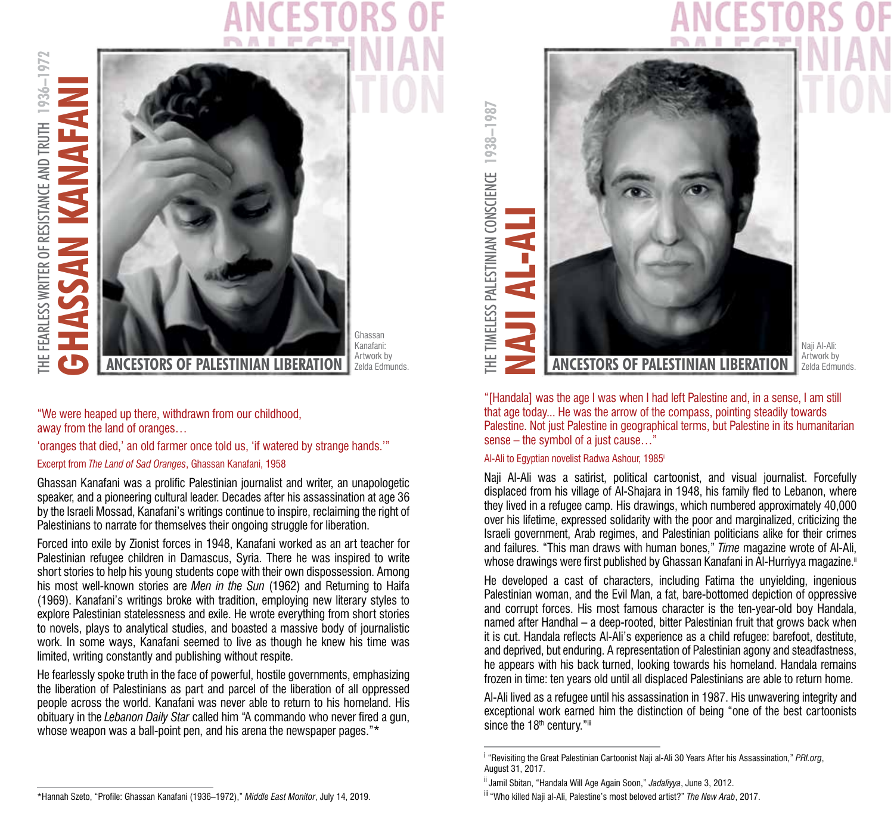# GHASSAN KANAFANI

THE FEARLESS WRITER OF RESISTANCE AND TRUTH 1936–1972

ANCESTORS OF PALESTINIAN LIBERATION

Ghassan Kanafani: Artwork by Zelda Edmunds.

"We were heaped up there, withdrawn from our childhood, away from the land of oranges…
'oranges that died,' an old farmer once told us, 'if watered by strange hands.'"

Excerpt from *The Land of Sad Oranges*, Ghassan Kanafani, 1958

Ghassan Kanafani was a prolific Palestinian journalist and writer, an unapologetic speaker, and a pioneering cultural leader. Decades after his assassination at age 36 by the Israeli Mossad, Kanafani's writings continue to inspire, reclaiming the right of Palestinians to narrate for themselves their ongoing struggle for liberation.

Forced into exile by Zionist forces in 1948, Kanafani worked as an art teacher for Palestinian refugee children in Damascus, Syria. There he was inspired to write short stories to help his young students cope with their own dispossession. Among his most well-known stories are *Men in the Sun* (1962) and Returning to Haifa (1969). Kanafani's writings broke with tradition, employing new literary styles to explore Palestinian statelessness and exile. He wrote everything from short stories to novels, plays to analytical studies, and boasted a massive body of journalistic work. In some ways, Kanafani seemed to live as though he knew his time was limited, writing constantly and publishing without respite.

He fearlessly spoke truth in the face of powerful, hostile governments, emphasizing the liberation of Palestinians as part and parcel of the liberation of all oppressed people across the world. Kanafani was never able to return to his homeland. His obituary in the *Lebanon Daily Star* called him "A commando who never fired a gun, whose weapon was a ball-point pen, and his arena the newspaper pages."*

*Hannah Szeto, "Profile: Ghassan Kanafani (1936–1972)," *Middle East Monitor*, July 14, 2019.

# NAJI AL-ALI

THE TIMELESS PALESTINIAN CONSCIENCE 1938–1987

ANCESTORS OF PALESTINIAN LIBERATION

Naji Al-Ali: Artwork by Zelda Edmunds.

"[Handala] was the age I was when I had left Palestine and, in a sense, I am still that age today... He was the arrow of the compass, pointing steadily towards Palestine. Not just Palestine in geographical terms, but Palestine in its humanitarian sense – the symbol of a just cause…"

Al-Ali to Egyptian novelist Radwa Ashour, 1985[i]

Naji Al-Ali was a satirist, political cartoonist, and visual journalist. Forcefully displaced from his village of Al-Shajara in 1948, his family fled to Lebanon, where they lived in a refugee camp. His drawings, which numbered approximately 40,000 over his lifetime, expressed solidarity with the poor and marginalized, criticizing the Israeli government, Arab regimes, and Palestinian politicians alike for their crimes and failures. "This man draws with human bones," *Time* magazine wrote of Al-Ali, whose drawings were first published by Ghassan Kanafani in Al-Hurriyya magazine.[ii]

He developed a cast of characters, including Fatima the unyielding, ingenious Palestinian woman, and the Evil Man, a fat, bare-bottomed depiction of oppressive and corrupt forces. His most famous character is the ten-year-old boy Handala, named after Handhal – a deep-rooted, bitter Palestinian fruit that grows back when it is cut. Handala reflects Al-Ali's experience as a child refugee: barefoot, destitute, and deprived, but enduring. A representation of Palestinian agony and steadfastness, he appears with his back turned, looking towards his homeland. Handala remains frozen in time: ten years old until all displaced Palestinians are able to return home.

Al-Ali lived as a refugee until his assassination in 1987. His unwavering integrity and exceptional work earned him the distinction of being "one of the best cartoonists since the 18th century."[iii]

[i] "Revisiting the Great Palestinian Cartoonist Naji al-Ali 30 Years After his Assassination," *PRI.org*, August 31, 2017.

[ii] Jamil Sbitan, "Handala Will Age Again Soon," *Jadaliyya*, June 3, 2012.

[iii] "Who killed Naji al-Ali, Palestine's most beloved artist?" *The New Arab*, 2017.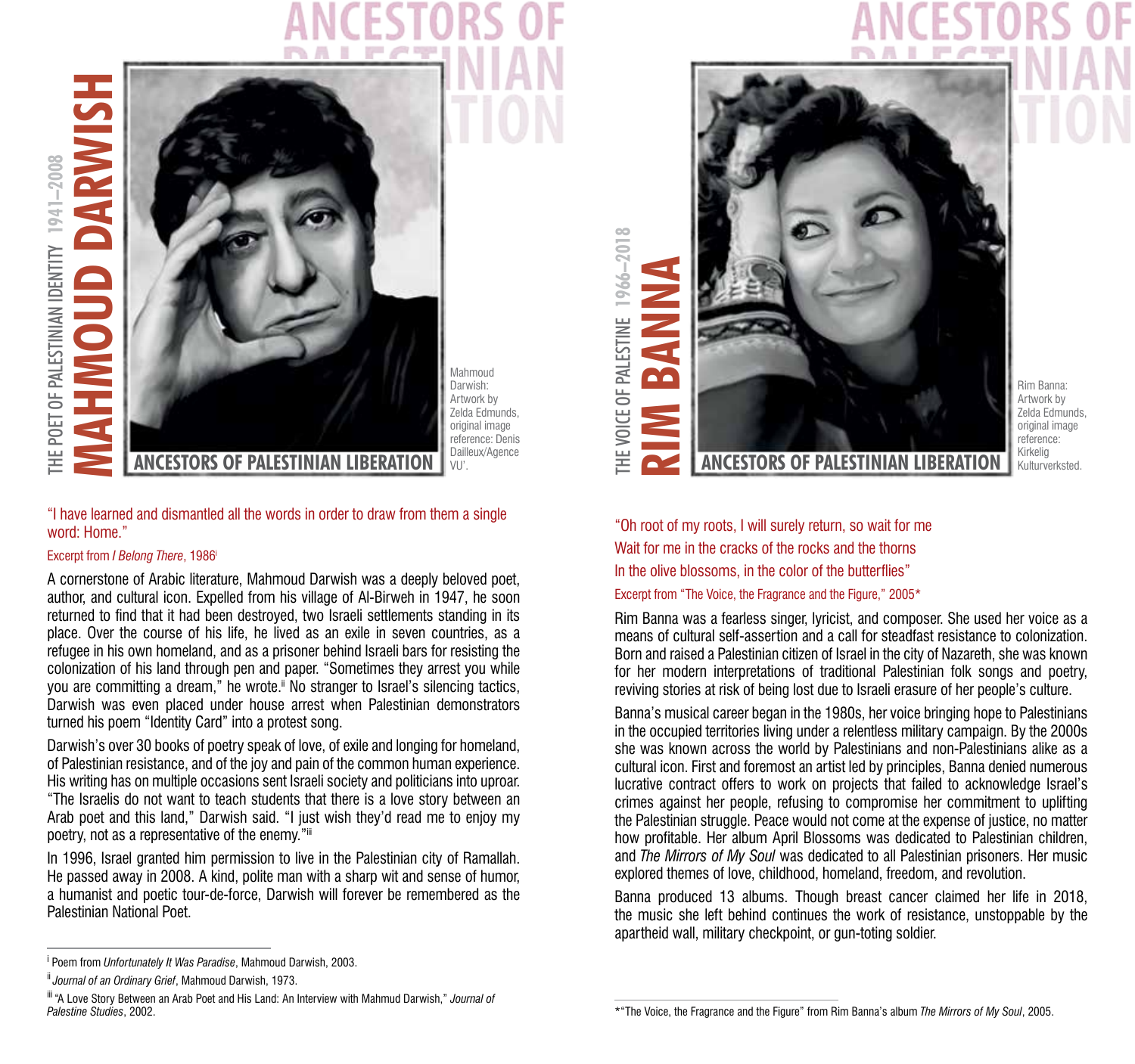# MAHMOUD DARWISH

THE POET OF PALESTINIAN IDENTITY 1941–2008

Mahmoud Darwish: Artwork by Zelda Edmunds, original image reference: Denis Dailleux/Agence VU'.

"I have learned and dismantled all the words in order to draw from them a single word: Home."

Excerpt from *I Belong There*, 1986[i]

A cornerstone of Arabic literature, Mahmoud Darwish was a deeply beloved poet, author, and cultural icon. Expelled from his village of Al-Birweh in 1947, he soon returned to find that it had been destroyed, two Israeli settlements standing in its place. Over the course of his life, he lived as an exile in seven countries, as a refugee in his own homeland, and as a prisoner behind Israeli bars for resisting the colonization of his land through pen and paper. "Sometimes they arrest you while you are committing a dream," he wrote.[ii] No stranger to Israel's silencing tactics, Darwish was even placed under house arrest when Palestinian demonstrators turned his poem "Identity Card" into a protest song.

Darwish's over 30 books of poetry speak of love, of exile and longing for homeland, of Palestinian resistance, and of the joy and pain of the common human experience. His writing has on multiple occasions sent Israeli society and politicians into uproar. "The Israelis do not want to teach students that there is a love story between an Arab poet and this land," Darwish said. "I just wish they'd read me to enjoy my poetry, not as a representative of the enemy."[iii]

In 1996, Israel granted him permission to live in the Palestinian city of Ramallah. He passed away in 2008. A kind, polite man with a sharp wit and sense of humor, a humanist and poetic tour-de-force, Darwish will forever be remembered as the Palestinian National Poet.

[i] Poem from *Unfortunately It Was Paradise*, Mahmoud Darwish, 2003.

[ii] *Journal of an Ordinary Grief*, Mahmoud Darwish, 1973.

[iii] "A Love Story Between an Arab Poet and His Land: An Interview with Mahmud Darwish," *Journal of Palestine Studies*, 2002.

# RIM BANNA

THE VOICE OF PALESTINE 1966–2018

Rim Banna: Artwork by Zelda Edmunds, original image reference: Kirkelig Kulturverksted.

"Oh root of my roots, I will surely return, so wait for me
Wait for me in the cracks of the rocks and the thorns
In the olive blossoms, in the color of the butterflies"

Excerpt from "The Voice, the Fragrance and the Figure," 2005*

Rim Banna was a fearless singer, lyricist, and composer. She used her voice as a means of cultural self-assertion and a call for steadfast resistance to colonization. Born and raised a Palestinian citizen of Israel in the city of Nazareth, she was known for her modern interpretations of traditional Palestinian folk songs and poetry, reviving stories at risk of being lost due to Israeli erasure of her people's culture.

Banna's musical career began in the 1980s, her voice bringing hope to Palestinians in the occupied territories living under a relentless military campaign. By the 2000s she was known across the world by Palestinians and non-Palestinians alike as a cultural icon. First and foremost an artist led by principles, Banna denied numerous lucrative contract offers to work on projects that failed to acknowledge Israel's crimes against her people, refusing to compromise her commitment to uplifting the Palestinian struggle. Peace would not come at the expense of justice, no matter how profitable. Her album April Blossoms was dedicated to Palestinian children, and *The Mirrors of My Soul* was dedicated to all Palestinian prisoners. Her music explored themes of love, childhood, homeland, freedom, and revolution.

Banna produced 13 albums. Though breast cancer claimed her life in 2018, the music she left behind continues the work of resistance, unstoppable by the apartheid wall, military checkpoint, or gun-toting soldier.

*"The Voice, the Fragrance and the Figure" from Rim Banna's album *The Mirrors of My Soul*, 2005.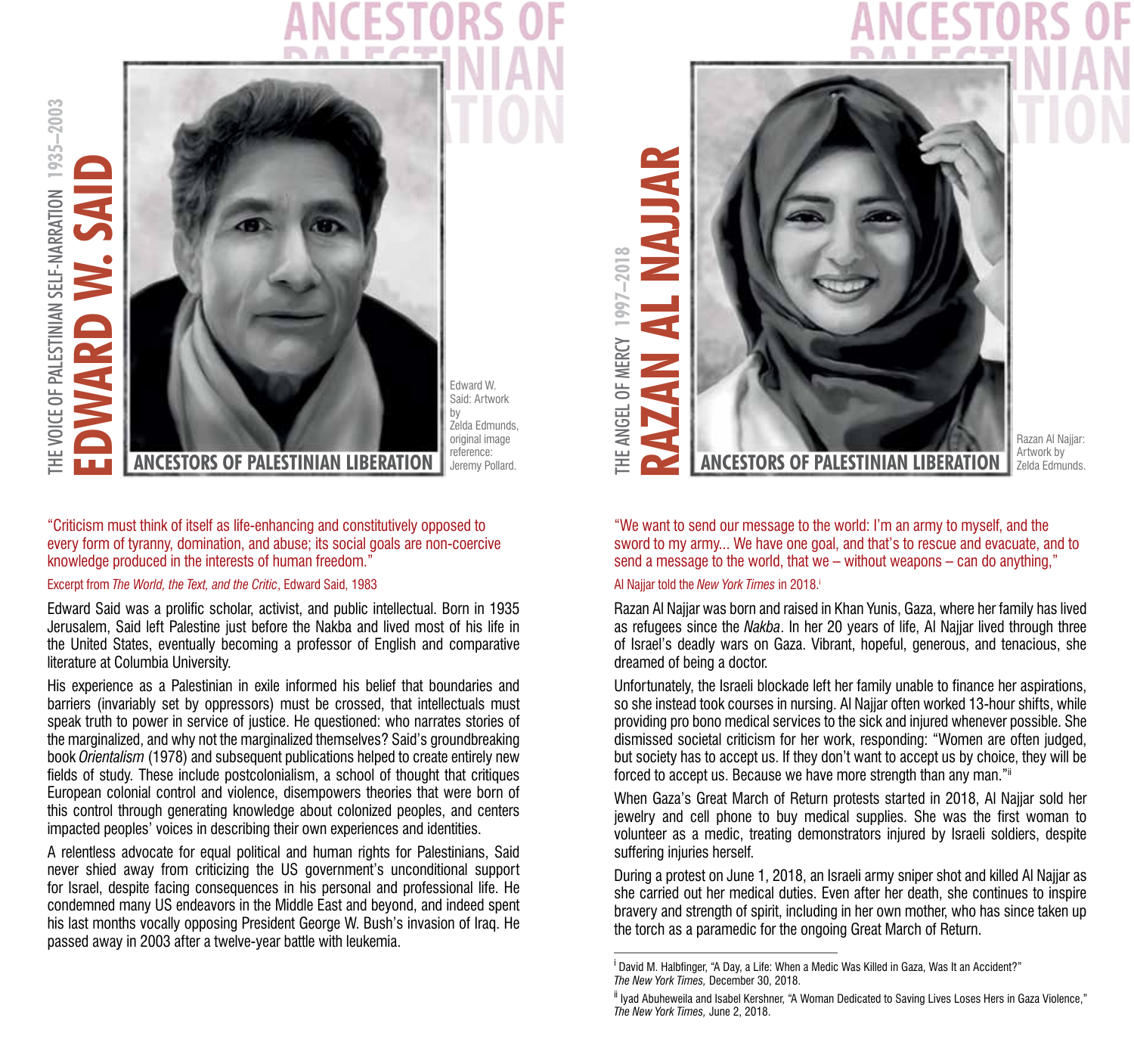# EDWARD W. SAID

THE VOICE OF PALESTINIAN SELF-NARRATION 1935–2003

ANCESTORS OF PALESTINIAN LIBERATION

Edward W. Said: Artwork by Zelda Edmunds, original image reference: Jeremy Pollard.

"Criticism must think of itself as life-enhancing and constitutively opposed to every form of tyranny, domination, and abuse; its social goals are non-coercive knowledge produced in the interests of human freedom."

Excerpt from *The World, the Text, and the Critic*, Edward Said, 1983

Edward Said was a prolific scholar, activist, and public intellectual. Born in 1935 Jerusalem, Said left Palestine just before the Nakba and lived most of his life in the United States, eventually becoming a professor of English and comparative literature at Columbia University.

His experience as a Palestinian in exile informed his belief that boundaries and barriers (invariably set by oppressors) must be crossed, that intellectuals must speak truth to power in service of justice. He questioned: who narrates stories of the marginalized, and why not the marginalized themselves? Said's groundbreaking book *Orientalism* (1978) and subsequent publications helped to create entirely new fields of study. These include postcolonialism, a school of thought that critiques European colonial control and violence, disempowers theories that were born of this control through generating knowledge about colonized peoples, and centers impacted peoples' voices in describing their own experiences and identities.

A relentless advocate for equal political and human rights for Palestinians, Said never shied away from criticizing the US government's unconditional support for Israel, despite facing consequences in his personal and professional life. He condemned many US endeavors in the Middle East and beyond, and indeed spent his last months vocally opposing President George W. Bush's invasion of Iraq. He passed away in 2003 after a twelve-year battle with leukemia.

# RAZAN AL NAJJAR

THE ANGEL OF MERCY 1997–2018

ANCESTORS OF PALESTINIAN LIBERATION

Razan Al Najjar: Artwork by Zelda Edmunds.

"We want to send our message to the world: I'm an army to myself, and the sword to my army... We have one goal, and that's to rescue and evacuate, and to send a message to the world, that we – without weapons – can do anything,"

Al Najjar told the *New York Times* in 2018.[i]

Razan Al Najjar was born and raised in Khan Yunis, Gaza, where her family has lived as refugees since the *Nakba*. In her 20 years of life, Al Najjar lived through three of Israel's deadly wars on Gaza. Vibrant, hopeful, generous, and tenacious, she dreamed of being a doctor.

Unfortunately, the Israeli blockade left her family unable to finance her aspirations, so she instead took courses in nursing. Al Najjar often worked 13-hour shifts, while providing pro bono medical services to the sick and injured whenever possible. She dismissed societal criticism for her work, responding: "Women are often judged, but society has to accept us. If they don't want to accept us by choice, they will be forced to accept us. Because we have more strength than any man."[ii]

When Gaza's Great March of Return protests started in 2018, Al Najjar sold her jewelry and cell phone to buy medical supplies. She was the first woman to volunteer as a medic, treating demonstrators injured by Israeli soldiers, despite suffering injuries herself.

During a protest on June 1, 2018, an Israeli army sniper shot and killed Al Najjar as she carried out her medical duties. Even after her death, she continues to inspire bravery and strength of spirit, including in her own mother, who has since taken up the torch as a paramedic for the ongoing Great March of Return.

---

[i] David M. Halbfinger, "A Day, a Life: When a Medic Was Killed in Gaza, Was It an Accident?" *The New York Times,* December 30, 2018.

[ii] Iyad Abuheweila and Isabel Kershner, "A Woman Dedicated to Saving Lives Loses Hers in Gaza Violence," *The New York Times,* June 2, 2018.